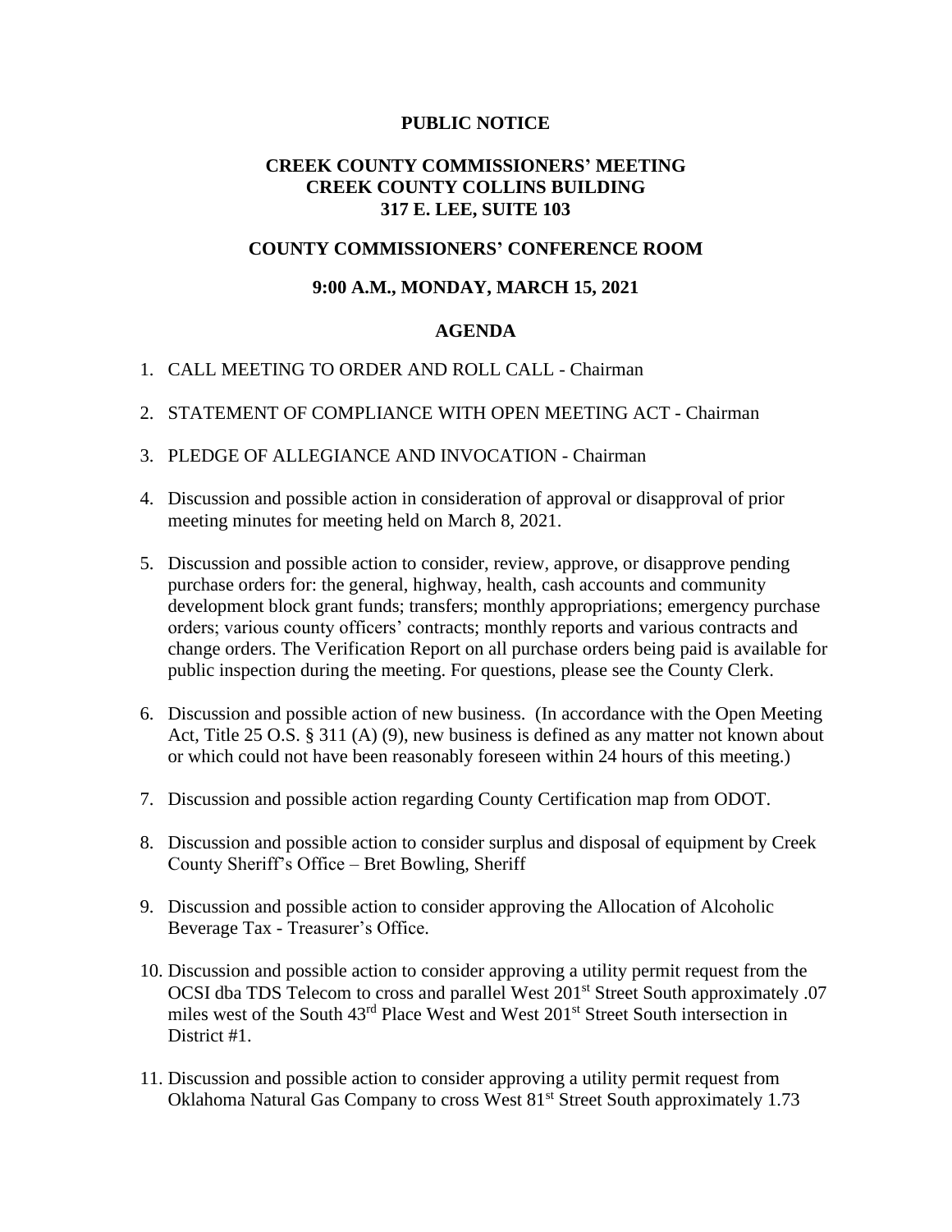**PUBLIC NOTICE**

**CREEK COUNTY COMMISSIONERS' MEETING**
**CREEK COUNTY COLLINS BUILDING**
**317 E. LEE, SUITE 103**

**COUNTY COMMISSIONERS' CONFERENCE ROOM**

**9:00 A.M., MONDAY, MARCH 15, 2021**

**AGENDA**

1. CALL MEETING TO ORDER AND ROLL CALL - Chairman

2. STATEMENT OF COMPLIANCE WITH OPEN MEETING ACT - Chairman

3. PLEDGE OF ALLEGIANCE AND INVOCATION - Chairman

4. Discussion and possible action in consideration of approval or disapproval of prior meeting minutes for meeting held on March 8, 2021.

5. Discussion and possible action to consider, review, approve, or disapprove pending purchase orders for: the general, highway, health, cash accounts and community development block grant funds; transfers; monthly appropriations; emergency purchase orders; various county officers' contracts; monthly reports and various contracts and change orders. The Verification Report on all purchase orders being paid is available for public inspection during the meeting. For questions, please see the County Clerk.

6. Discussion and possible action of new business. (In accordance with the Open Meeting Act, Title 25 O.S. § 311 (A) (9), new business is defined as any matter not known about or which could not have been reasonably foreseen within 24 hours of this meeting.)

7. Discussion and possible action regarding County Certification map from ODOT.

8. Discussion and possible action to consider surplus and disposal of equipment by Creek County Sheriff's Office – Bret Bowling, Sheriff

9. Discussion and possible action to consider approving the Allocation of Alcoholic Beverage Tax - Treasurer's Office.

10. Discussion and possible action to consider approving a utility permit request from the OCSI dba TDS Telecom to cross and parallel West 201st Street South approximately .07 miles west of the South 43rd Place West and West 201st Street South intersection in District #1.

11. Discussion and possible action to consider approving a utility permit request from Oklahoma Natural Gas Company to cross West 81st Street South approximately 1.73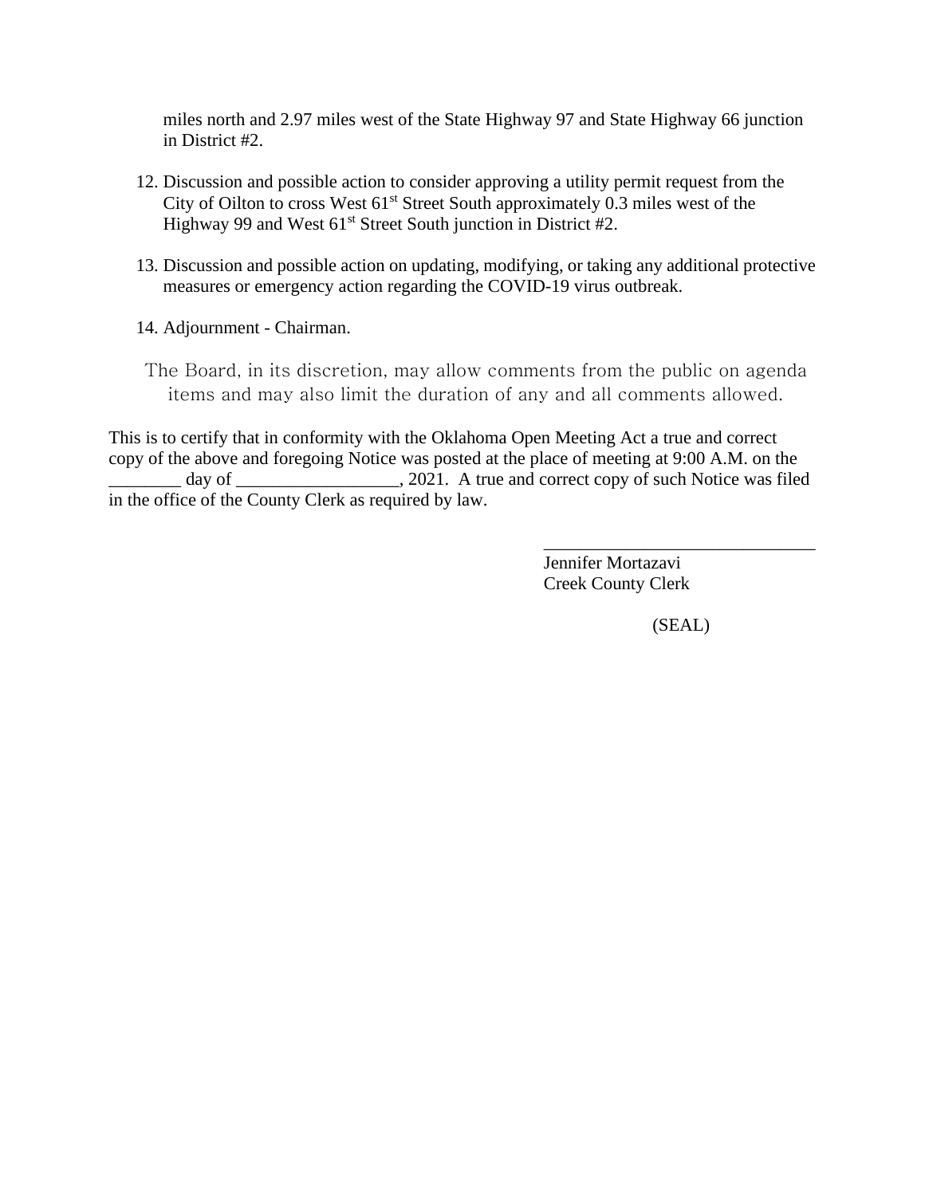miles north and 2.97 miles west of the State Highway 97 and State Highway 66 junction in District #2.

12. Discussion and possible action to consider approving a utility permit request from the City of Oilton to cross West 61st Street South approximately 0.3 miles west of the Highway 99 and West 61st Street South junction in District #2.

13. Discussion and possible action on updating, modifying, or taking any additional protective measures or emergency action regarding the COVID-19 virus outbreak.

14. Adjournment - Chairman.

The Board, in its discretion, may allow comments from the public on agenda items and may also limit the duration of any and all comments allowed.

This is to certify that in conformity with the Oklahoma Open Meeting Act a true and correct copy of the above and foregoing Notice was posted at the place of meeting at 9:00 A.M. on the ________ day of __________________, 2021. A true and correct copy of such Notice was filed in the office of the County Clerk as required by law.

______________________________
Jennifer Mortazavi
Creek County Clerk

(SEAL)